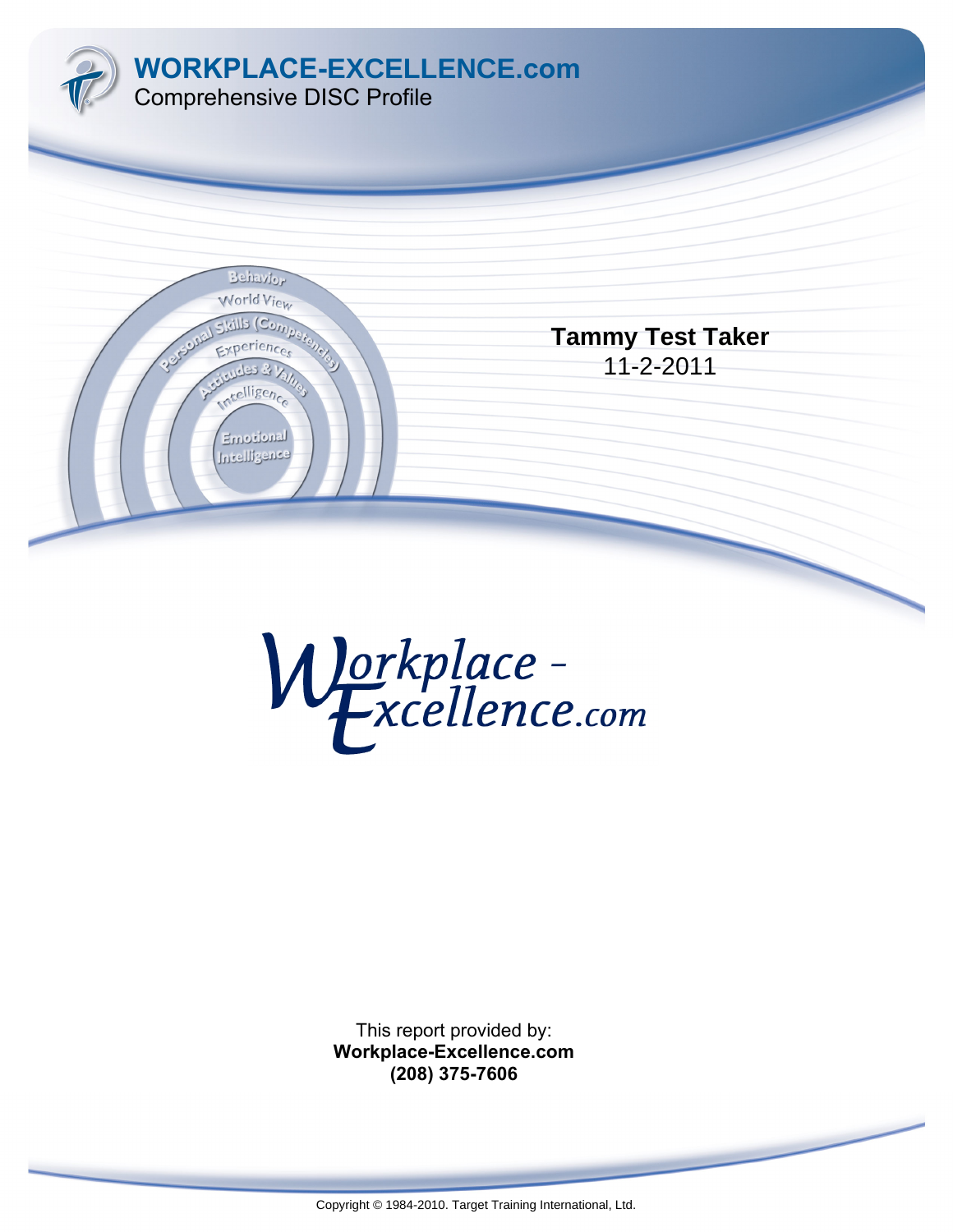# WORKPLACE-EXCELLENCE.com

Comprehensive DISC Profile

**Tammy Test Taker**

11-2-2011

This report provided by:

**Workplace-Excellence.com**

**(208) 375-7606**

Copyright © 1984-2010. Target Training International, Ltd.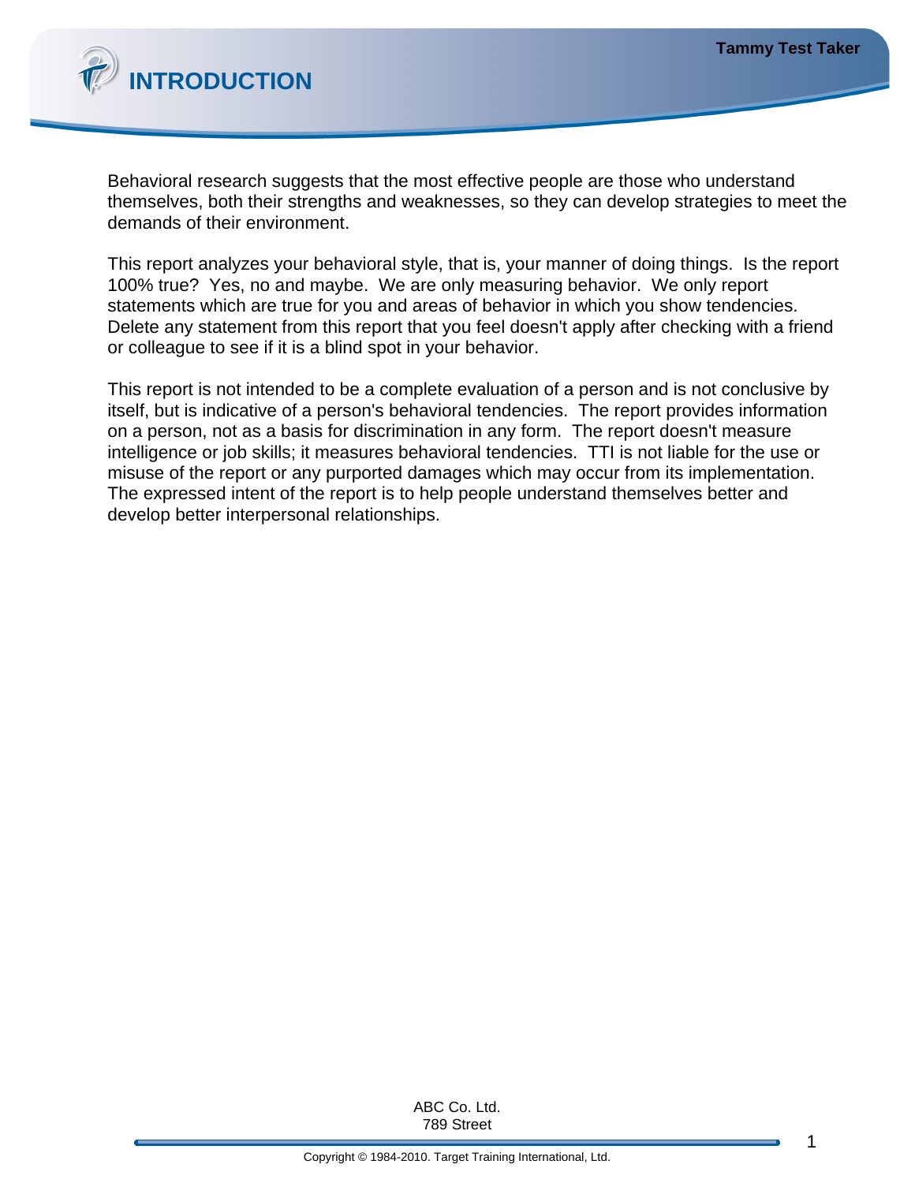# INTRODUCTION

Behavioral research suggests that the most effective people are those who understand themselves, both their strengths and weaknesses, so they can develop strategies to meet the demands of their environment.

This report analyzes your behavioral style, that is, your manner of doing things. Is the report 100% true? Yes, no and maybe. We are only measuring behavior. We only report statements which are true for you and areas of behavior in which you show tendencies. Delete any statement from this report that you feel doesn't apply after checking with a friend or colleague to see if it is a blind spot in your behavior.

This report is not intended to be a complete evaluation of a person and is not conclusive by itself, but is indicative of a person's behavioral tendencies. The report provides information on a person, not as a basis for discrimination in any form. The report doesn't measure intelligence or job skills; it measures behavioral tendencies. TTI is not liable for the use or misuse of the report or any purported damages which may occur from its implementation. The expressed intent of the report is to help people understand themselves better and develop better interpersonal relationships.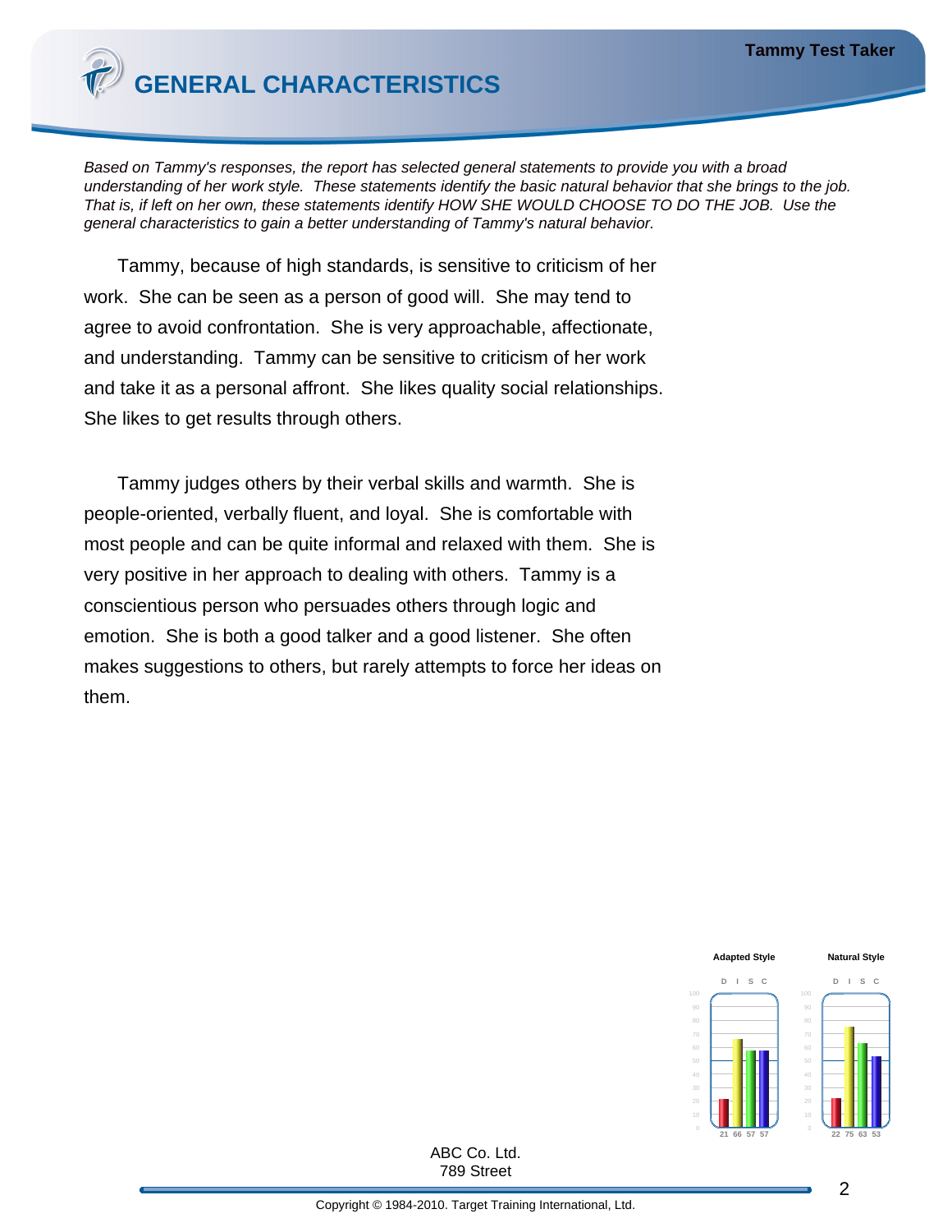# GENERAL CHARACTERISTICS

*Based on Tammy's responses, the report has selected general statements to provide you with a broad understanding of her work style. These statements identify the basic natural behavior that she brings to the job. That is, if left on her own, these statements identify HOW SHE WOULD CHOOSE TO DO THE JOB. Use the general characteristics to gain a better understanding of Tammy's natural behavior.*

Tammy, because of high standards, is sensitive to criticism of her work. She can be seen as a person of good will. She may tend to agree to avoid confrontation. She is very approachable, affectionate, and understanding. Tammy can be sensitive to criticism of her work and take it as a personal affront. She likes quality social relationships. She likes to get results through others.

Tammy judges others by their verbal skills and warmth. She is people-oriented, verbally fluent, and loyal. She is comfortable with most people and can be quite informal and relaxed with them. She is very positive in her approach to dealing with others. Tammy is a conscientious person who persuades others through logic and emotion. She is both a good talker and a good listener. She often makes suggestions to others, but rarely attempts to force her ideas on them.

| | D | I | S | C |
|---|---|---|---|---|
| Adapted Style | 21 | 66 | 57 | 57 |
| Natural Style | 22 | 75 | 63 | 53 |

ABC Co. Ltd.
789 Street

Copyright © 1984-2010. Target Training International, Ltd.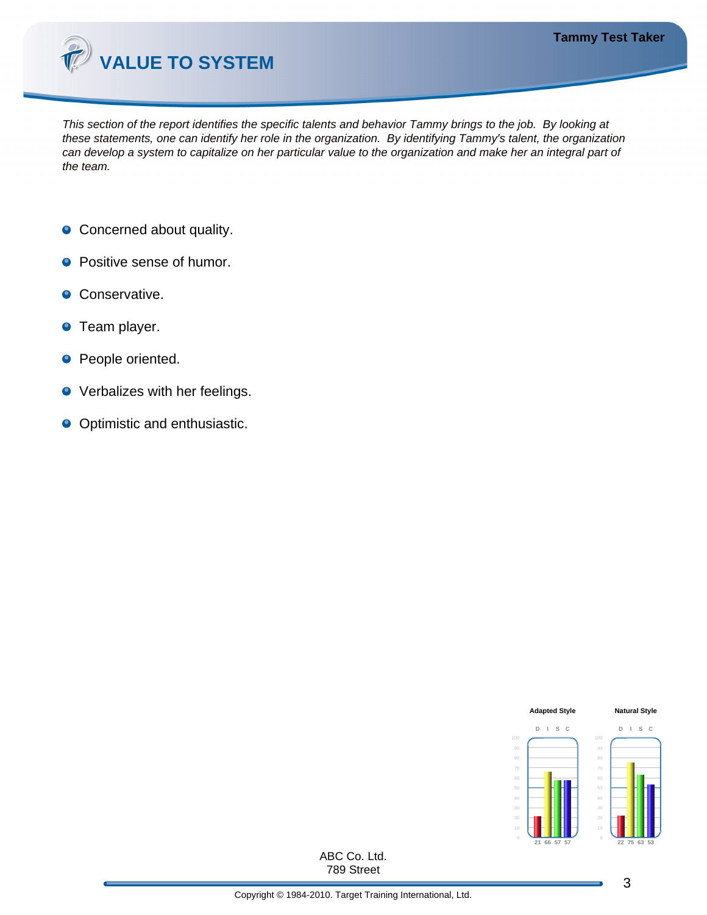# VALUE TO SYSTEM

*This section of the report identifies the specific talents and behavior Tammy brings to the job. By looking at these statements, one can identify her role in the organization. By identifying Tammy's talent, the organization can develop a system to capitalize on her particular value to the organization and make her an integral part of the team.*

- Concerned about quality.
- Positive sense of humor.
- Conservative.
- Team player.
- People oriented.
- Verbalizes with her feelings.
- Optimistic and enthusiastic.

| | D | I | S | C |
|---|---|---|---|---|
| Adapted Style | 21 | 66 | 57 | 57 |
| Natural Style | 22 | 75 | 63 | 53 |

ABC Co. Ltd.
789 Street

Copyright © 1984-2010. Target Training International, Ltd.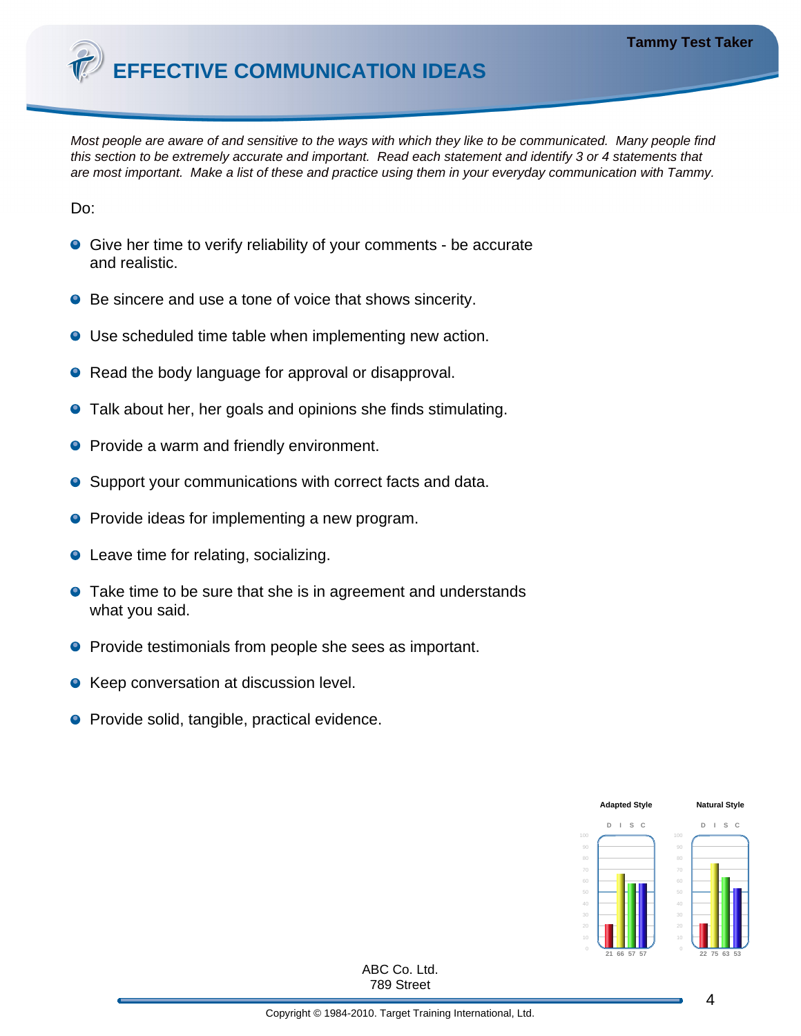# EFFECTIVE COMMUNICATION IDEAS

*Most people are aware of and sensitive to the ways with which they like to be communicated. Many people find this section to be extremely accurate and important. Read each statement and identify 3 or 4 statements that are most important. Make a list of these and practice using them in your everyday communication with Tammy.*

Do:

- Give her time to verify reliability of your comments - be accurate and realistic.
- Be sincere and use a tone of voice that shows sincerity.
- Use scheduled time table when implementing new action.
- Read the body language for approval or disapproval.
- Talk about her, her goals and opinions she finds stimulating.
- Provide a warm and friendly environment.
- Support your communications with correct facts and data.
- Provide ideas for implementing a new program.
- Leave time for relating, socializing.
- Take time to be sure that she is in agreement and understands what you said.
- Provide testimonials from people she sees as important.
- Keep conversation at discussion level.
- Provide solid, tangible, practical evidence.

| | D | I | S | C |
|---|---|---|---|---|
| Adapted Style | 21 | 66 | 57 | 57 |
| Natural Style | 22 | 75 | 63 | 53 |

ABC Co. Ltd.
789 Street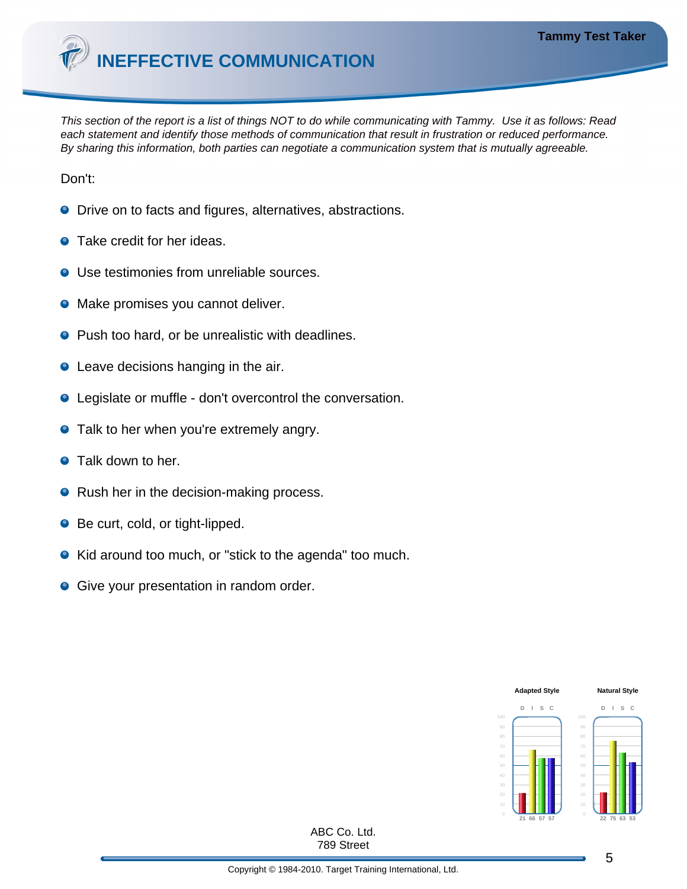# INEFFECTIVE COMMUNICATION

*This section of the report is a list of things NOT to do while communicating with Tammy. Use it as follows: Read each statement and identify those methods of communication that result in frustration or reduced performance. By sharing this information, both parties can negotiate a communication system that is mutually agreeable.*

Don't:

- Drive on to facts and figures, alternatives, abstractions.
- Take credit for her ideas.
- Use testimonies from unreliable sources.
- Make promises you cannot deliver.
- Push too hard, or be unrealistic with deadlines.
- Leave decisions hanging in the air.
- Legislate or muffle - don't overcontrol the conversation.
- Talk to her when you're extremely angry.
- Talk down to her.
- Rush her in the decision-making process.
- Be curt, cold, or tight-lipped.
- Kid around too much, or "stick to the agenda" too much.
- Give your presentation in random order.

| | D | I | S | C |
|---|---|---|---|---|
| Adapted Style | 21 | 66 | 57 | 57 |
| Natural Style | 22 | 75 | 63 | 53 |

ABC Co. Ltd.
789 Street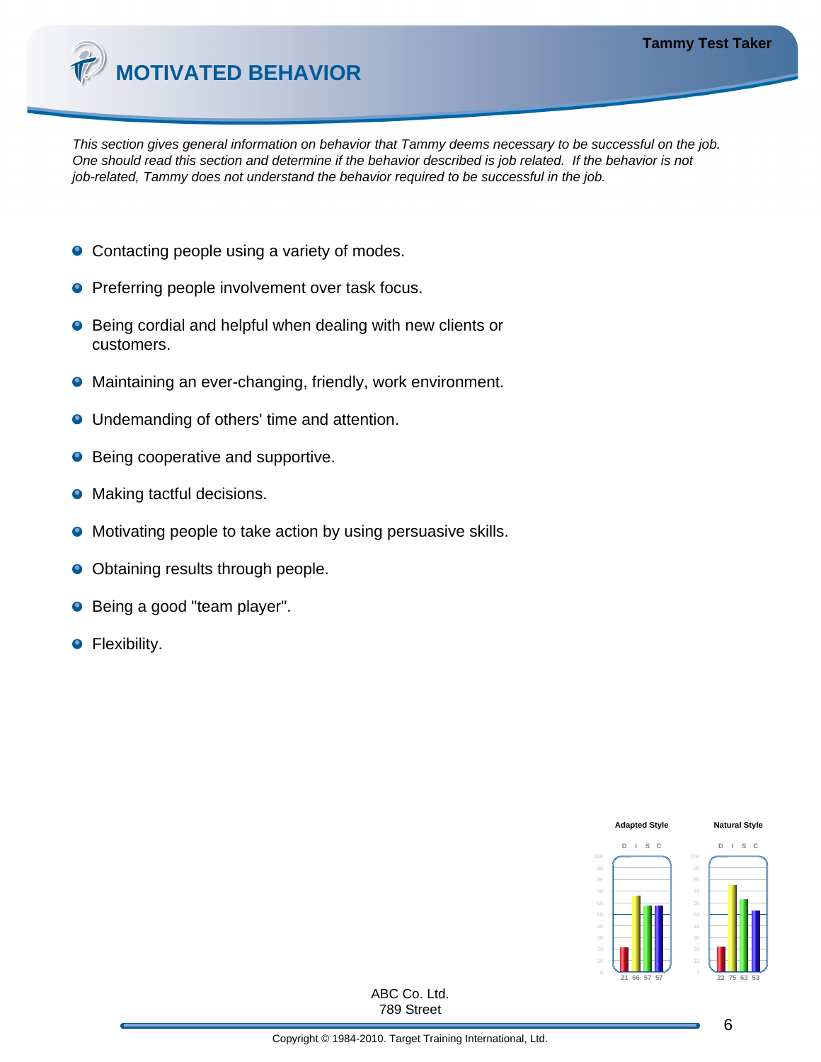# MOTIVATED BEHAVIOR

*This section gives general information on behavior that Tammy deems necessary to be successful on the job. One should read this section and determine if the behavior described is job related. If the behavior is not job-related, Tammy does not understand the behavior required to be successful in the job.*

- Contacting people using a variety of modes.
- Preferring people involvement over task focus.
- Being cordial and helpful when dealing with new clients or customers.
- Maintaining an ever-changing, friendly, work environment.
- Undemanding of others' time and attention.
- Being cooperative and supportive.
- Making tactful decisions.
- Motivating people to take action by using persuasive skills.
- Obtaining results through people.
- Being a good "team player".
- Flexibility.

| | D | I | S | C |
|---|---|---|---|---|
| Adapted Style | 21 | 66 | 57 | 57 |
| Natural Style | 22 | 75 | 63 | 53 |

ABC Co. Ltd.
789 Street

Copyright © 1984-2010. Target Training International, Ltd.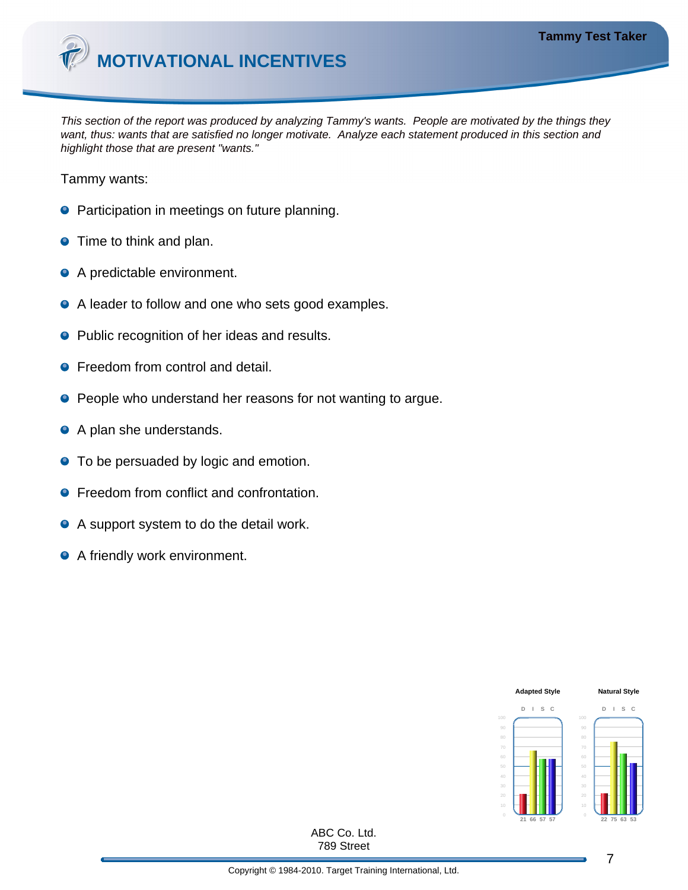# MOTIVATIONAL INCENTIVES

*This section of the report was produced by analyzing Tammy's wants. People are motivated by the things they want, thus: wants that are satisfied no longer motivate. Analyze each statement produced in this section and highlight those that are present "wants."*

Tammy wants:

- Participation in meetings on future planning.
- Time to think and plan.
- A predictable environment.
- A leader to follow and one who sets good examples.
- Public recognition of her ideas and results.
- Freedom from control and detail.
- People who understand her reasons for not wanting to argue.
- A plan she understands.
- To be persuaded by logic and emotion.
- Freedom from conflict and confrontation.
- A support system to do the detail work.
- A friendly work environment.

| | D | I | S | C |
|---|---|---|---|---|
| Adapted Style | 21 | 66 | 57 | 57 |
| Natural Style | 22 | 75 | 63 | 53 |

ABC Co. Ltd.
789 Street

Copyright © 1984-2010. Target Training International, Ltd.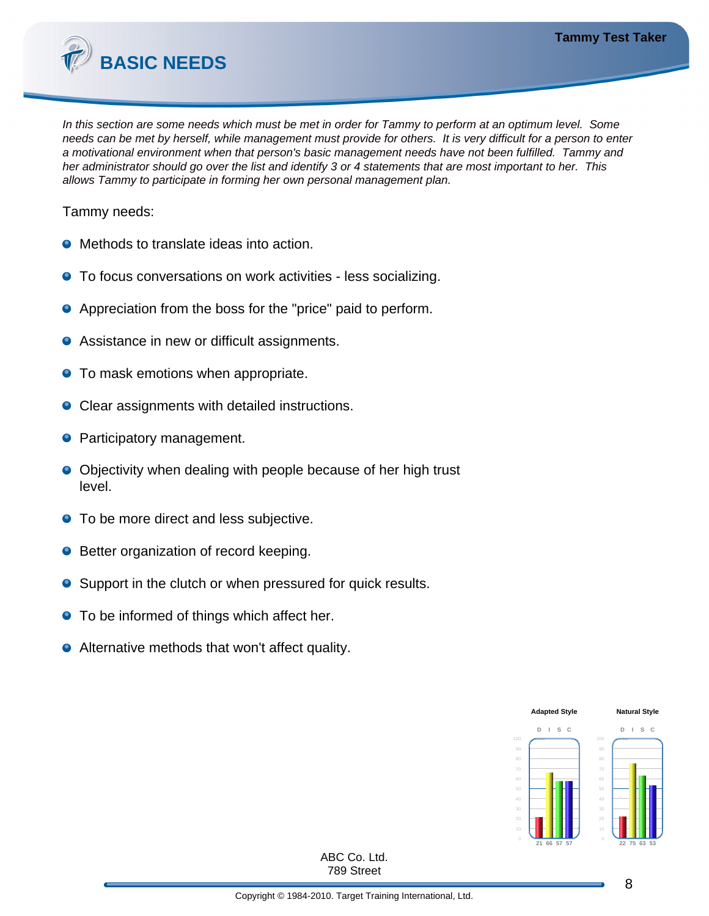# BASIC NEEDS

*In this section are some needs which must be met in order for Tammy to perform at an optimum level. Some needs can be met by herself, while management must provide for others. It is very difficult for a person to enter a motivational environment when that person's basic management needs have not been fulfilled. Tammy and her administrator should go over the list and identify 3 or 4 statements that are most important to her. This allows Tammy to participate in forming her own personal management plan.*

Tammy needs:

- Methods to translate ideas into action.
- To focus conversations on work activities - less socializing.
- Appreciation from the boss for the "price" paid to perform.
- Assistance in new or difficult assignments.
- To mask emotions when appropriate.
- Clear assignments with detailed instructions.
- Participatory management.
- Objectivity when dealing with people because of her high trust level.
- To be more direct and less subjective.
- Better organization of record keeping.
- Support in the clutch or when pressured for quick results.
- To be informed of things which affect her.
- Alternative methods that won't affect quality.

| | D | I | S | C |
|---|---|---|---|---|
| Adapted Style | 21 | 66 | 57 | 57 |
| Natural Style | 22 | 75 | 63 | 53 |

ABC Co. Ltd.
789 Street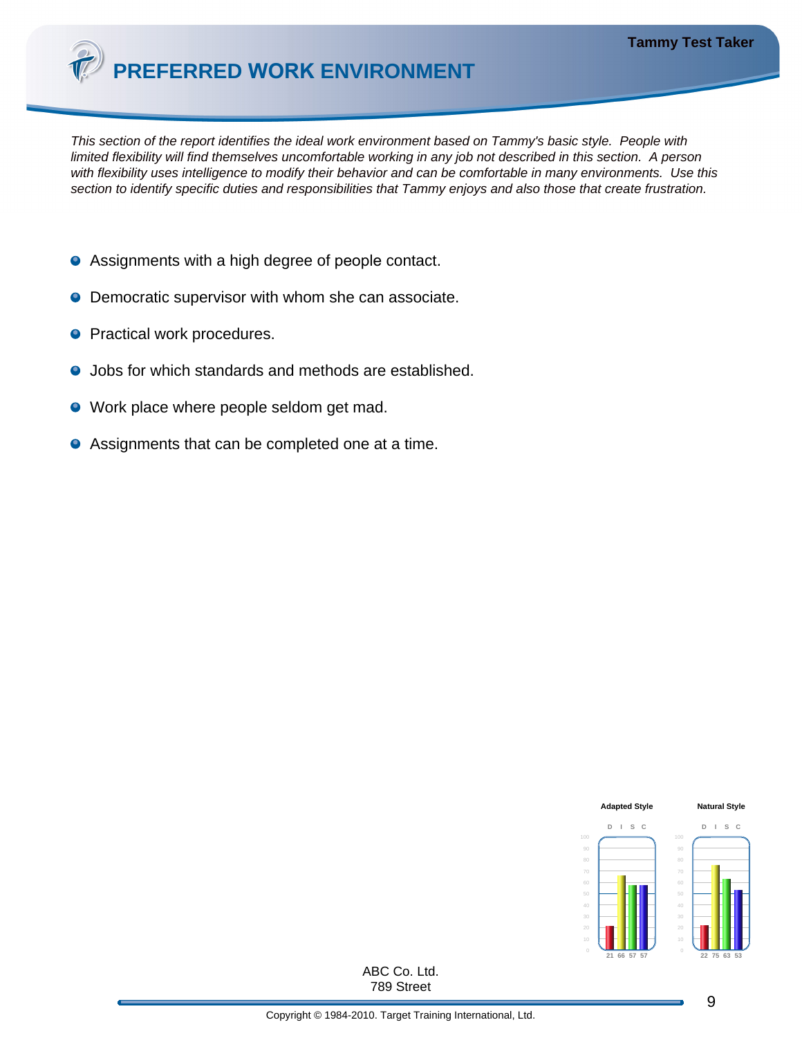# PREFERRED WORK ENVIRONMENT

*This section of the report identifies the ideal work environment based on Tammy's basic style. People with limited flexibility will find themselves uncomfortable working in any job not described in this section. A person with flexibility uses intelligence to modify their behavior and can be comfortable in many environments. Use this section to identify specific duties and responsibilities that Tammy enjoys and also those that create frustration.*

- Assignments with a high degree of people contact.
- Democratic supervisor with whom she can associate.
- Practical work procedures.
- Jobs for which standards and methods are established.
- Work place where people seldom get mad.
- Assignments that can be completed one at a time.

| | D | I | S | C |
|---|---|---|---|---|
| Adapted Style | 21 | 66 | 57 | 57 |
| Natural Style | 22 | 75 | 63 | 53 |

ABC Co. Ltd.
789 Street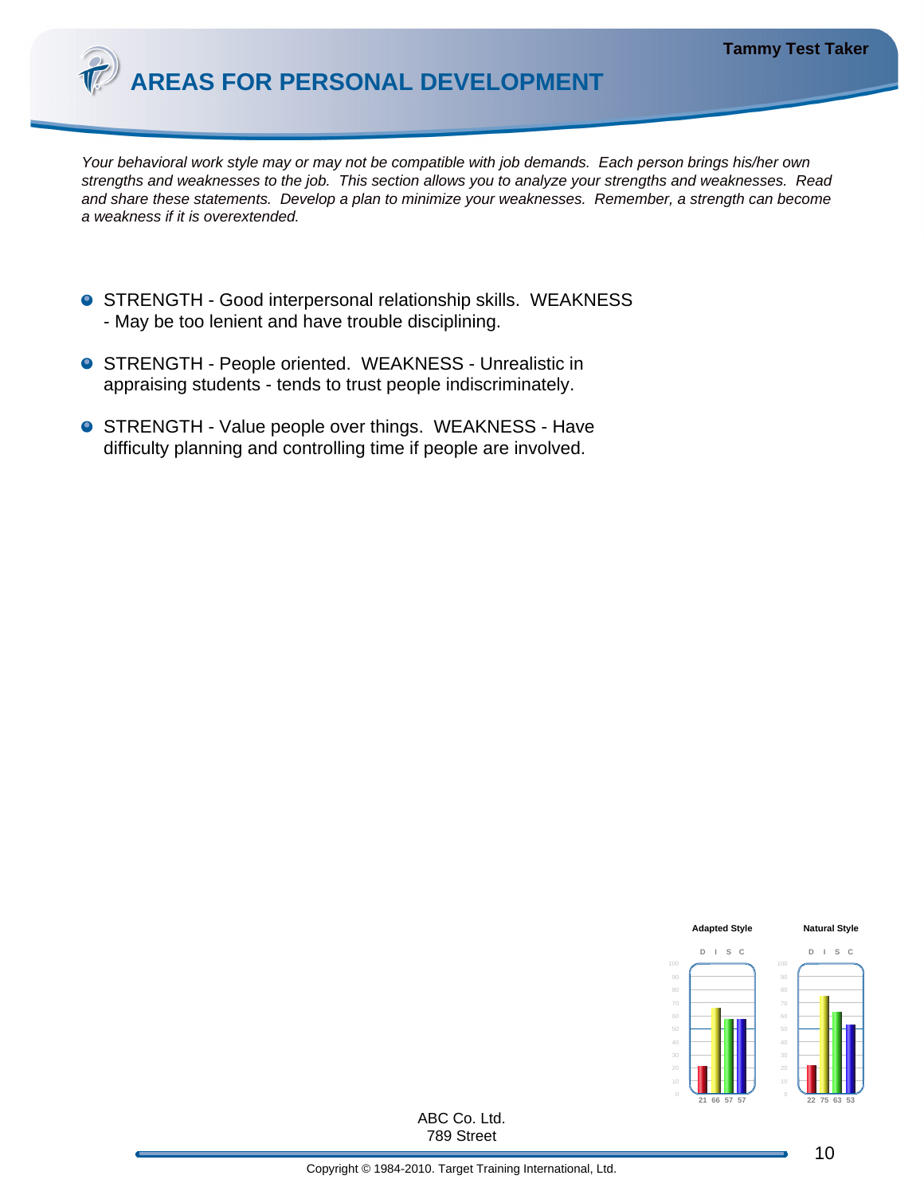# AREAS FOR PERSONAL DEVELOPMENT

*Your behavioral work style may or may not be compatible with job demands. Each person brings his/her own strengths and weaknesses to the job. This section allows you to analyze your strengths and weaknesses. Read and share these statements. Develop a plan to minimize your weaknesses. Remember, a strength can become a weakness if it is overextended.*

- STRENGTH - Good interpersonal relationship skills. WEAKNESS - May be too lenient and have trouble disciplining.
- STRENGTH - People oriented. WEAKNESS - Unrealistic in appraising students - tends to trust people indiscriminately.
- STRENGTH - Value people over things. WEAKNESS - Have difficulty planning and controlling time if people are involved.

| | D | I | S | C |
|---|---|---|---|---|
| Adapted Style | 21 | 66 | 57 | 57 |
| Natural Style | 22 | 75 | 63 | 53 |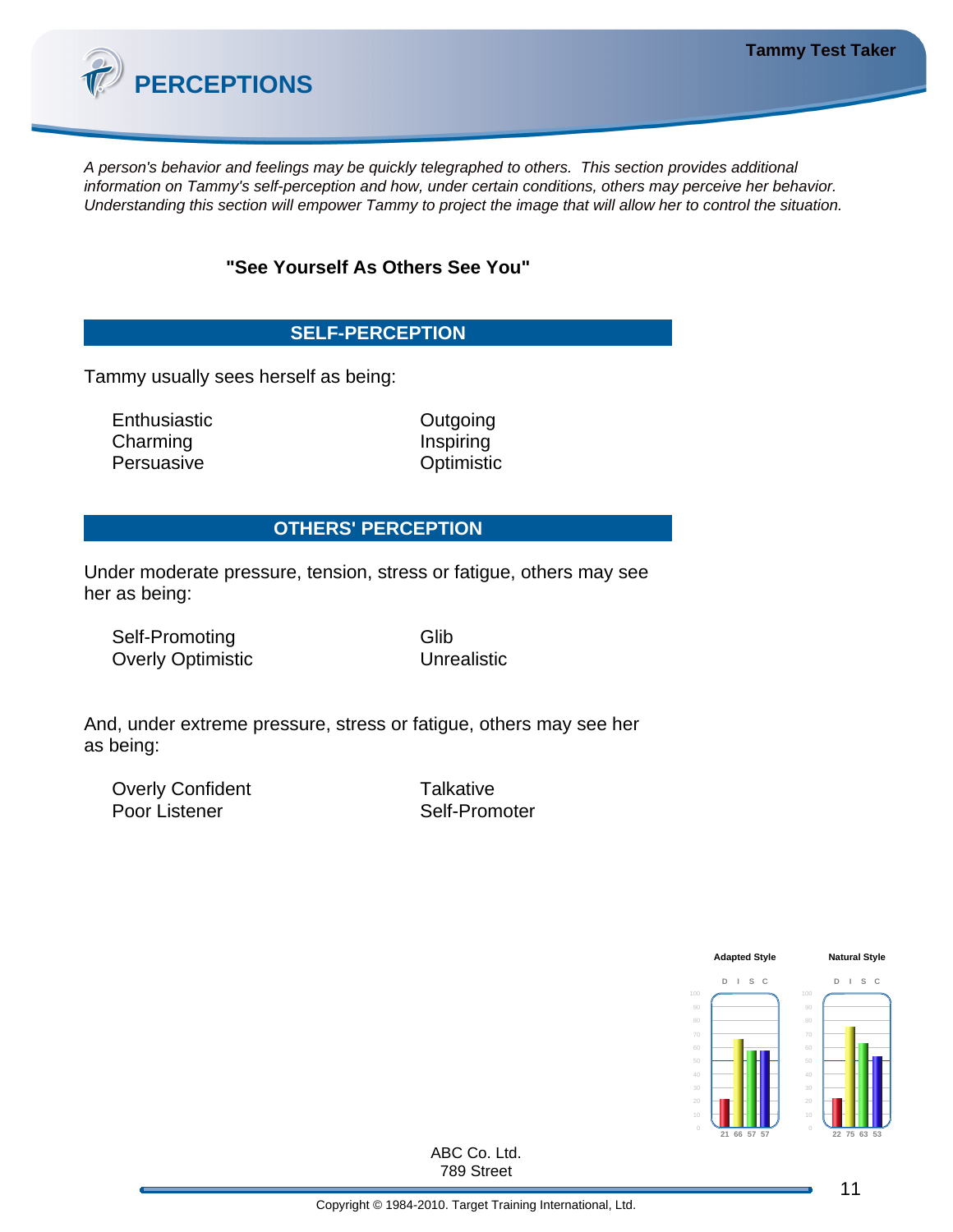# PERCEPTIONS

*A person's behavior and feelings may be quickly telegraphed to others. This section provides additional information on Tammy's self-perception and how, under certain conditions, others may perceive her behavior. Understanding this section will empower Tammy to project the image that will allow her to control the situation.*

**"See Yourself As Others See You"**

## SELF-PERCEPTION

Tammy usually sees herself as being:

| | |
|---|---|
| Enthusiastic | Outgoing |
| Charming | Inspiring |
| Persuasive | Optimistic |

## OTHERS' PERCEPTION

Under moderate pressure, tension, stress or fatigue, others may see her as being:

| | |
|---|---|
| Self-Promoting | Glib |
| Overly Optimistic | Unrealistic |

And, under extreme pressure, stress or fatigue, others may see her as being:

| | |
|---|---|
| Overly Confident | Talkative |
| Poor Listener | Self-Promoter |

| | D | I | S | C |
|---|---|---|---|---|
| Adapted Style | 21 | 66 | 57 | 57 |
| Natural Style | 22 | 75 | 63 | 53 |

ABC Co. Ltd.
789 Street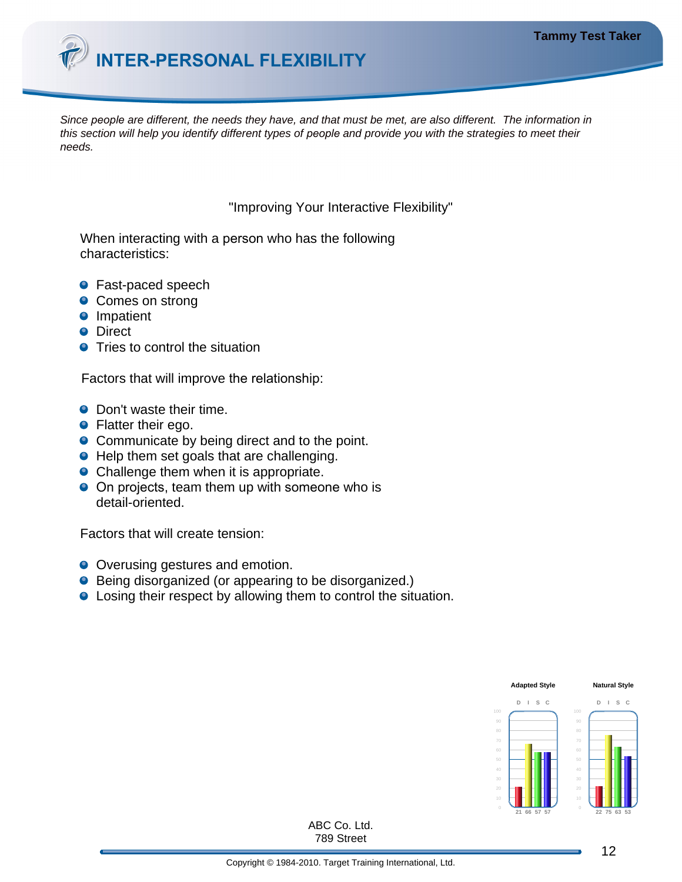# INTER-PERSONAL FLEXIBILITY

*Since people are different, the needs they have, and that must be met, are also different. The information in this section will help you identify different types of people and provide you with the strategies to meet their needs.*

"Improving Your Interactive Flexibility"

When interacting with a person who has the following characteristics:

- Fast-paced speech
- Comes on strong
- Impatient
- Direct
- Tries to control the situation

Factors that will improve the relationship:

- Don't waste their time.
- Flatter their ego.
- Communicate by being direct and to the point.
- Help them set goals that are challenging.
- Challenge them when it is appropriate.
- On projects, team them up with someone who is detail-oriented.

Factors that will create tension:

- Overusing gestures and emotion.
- Being disorganized (or appearing to be disorganized.)
- Losing their respect by allowing them to control the situation.

| | D | I | S | C |
|---|---|---|---|---|
| Adapted Style | 21 | 66 | 57 | 57 |
| Natural Style | 22 | 75 | 63 | 53 |

ABC Co. Ltd.
789 Street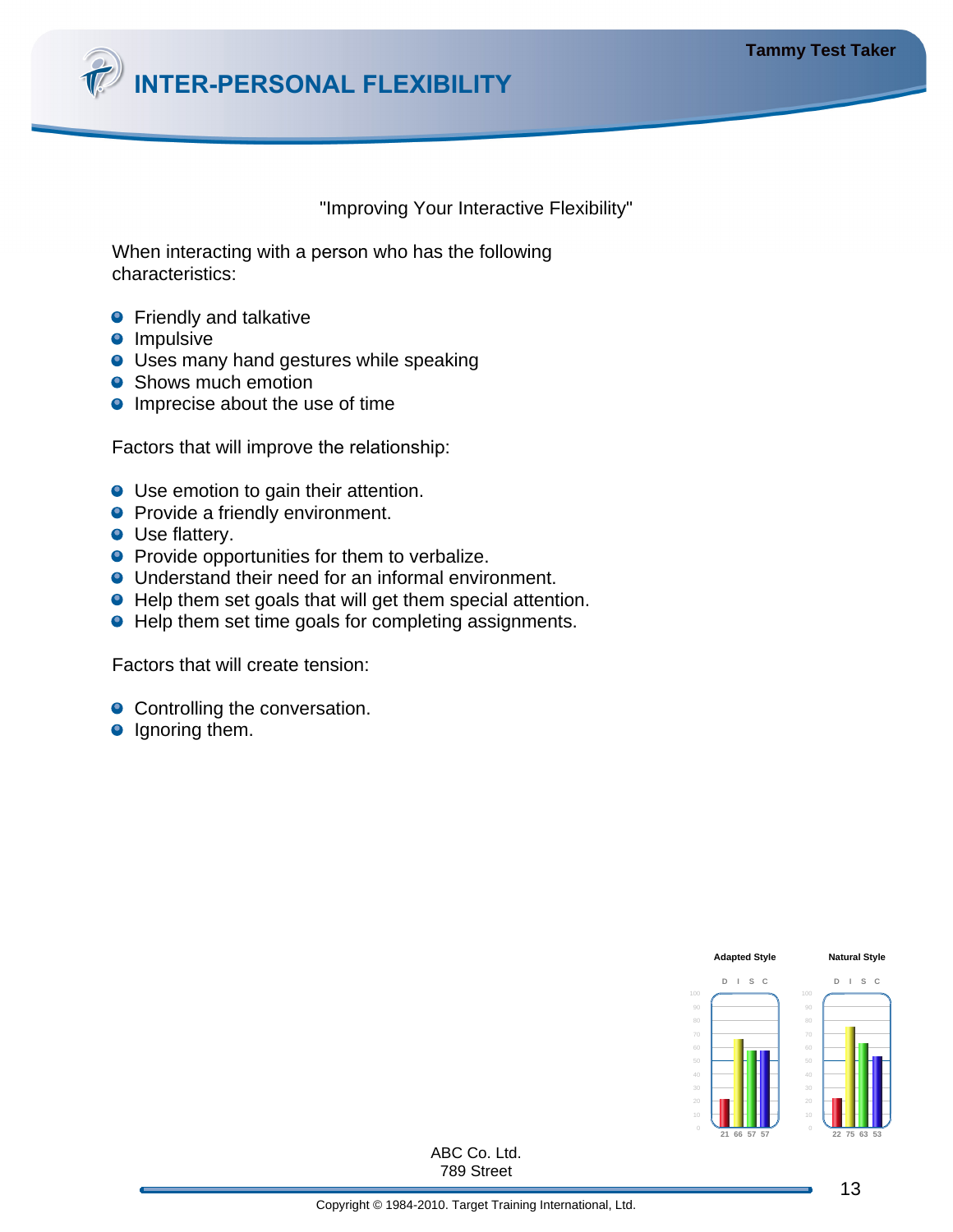# INTER-PERSONAL FLEXIBILITY

"Improving Your Interactive Flexibility"

When interacting with a person who has the following characteristics:

- Friendly and talkative
- Impulsive
- Uses many hand gestures while speaking
- Shows much emotion
- Imprecise about the use of time

Factors that will improve the relationship:

- Use emotion to gain their attention.
- Provide a friendly environment.
- Use flattery.
- Provide opportunities for them to verbalize.
- Understand their need for an informal environment.
- Help them set goals that will get them special attention.
- Help them set time goals for completing assignments.

Factors that will create tension:

- Controlling the conversation.
- Ignoring them.

| | D | I | S | C |
|---|---|---|---|---|
| Adapted Style | 21 | 66 | 57 | 57 |
| Natural Style | 22 | 75 | 63 | 53 |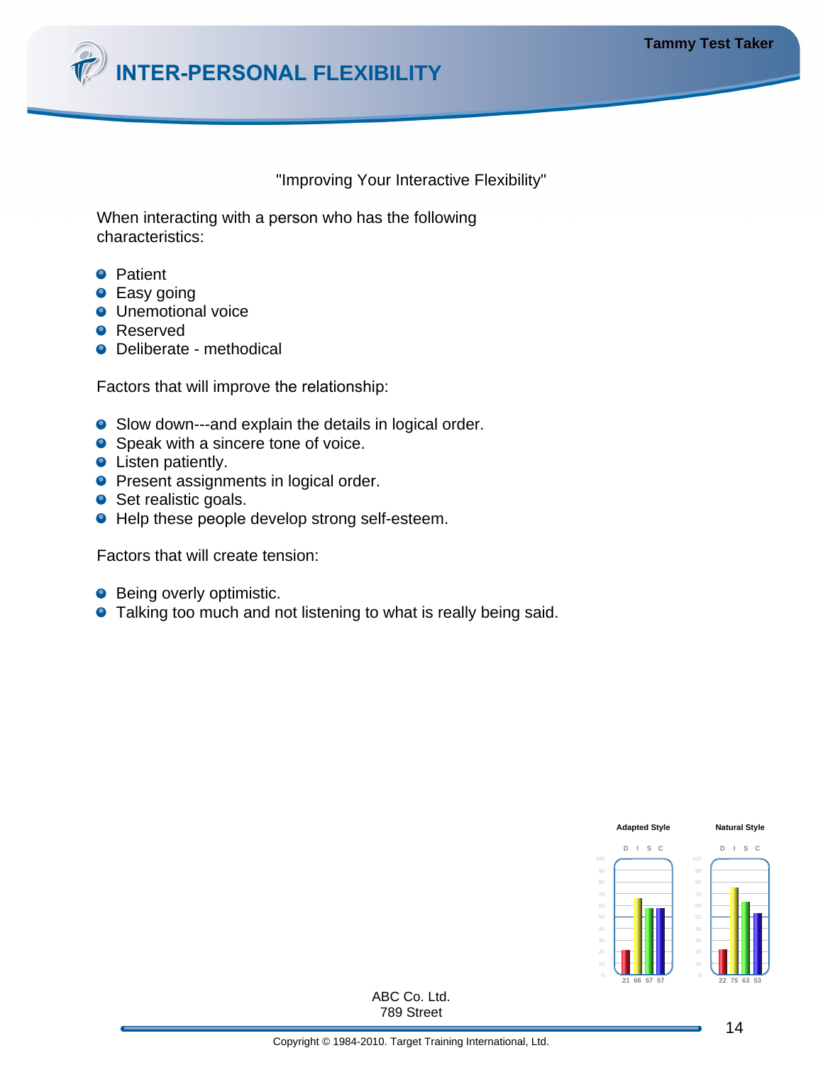# INTER-PERSONAL FLEXIBILITY

"Improving Your Interactive Flexibility"

When interacting with a person who has the following characteristics:

- Patient
- Easy going
- Unemotional voice
- Reserved
- Deliberate - methodical

Factors that will improve the relationship:

- Slow down---and explain the details in logical order.
- Speak with a sincere tone of voice.
- Listen patiently.
- Present assignments in logical order.
- Set realistic goals.
- Help these people develop strong self-esteem.

Factors that will create tension:

- Being overly optimistic.
- Talking too much and not listening to what is really being said.

| | D | I | S | C |
|---|---|---|---|---|
| Adapted Style | 21 | 66 | 57 | 57 |
| Natural Style | 22 | 75 | 63 | 53 |

ABC Co. Ltd.
789 Street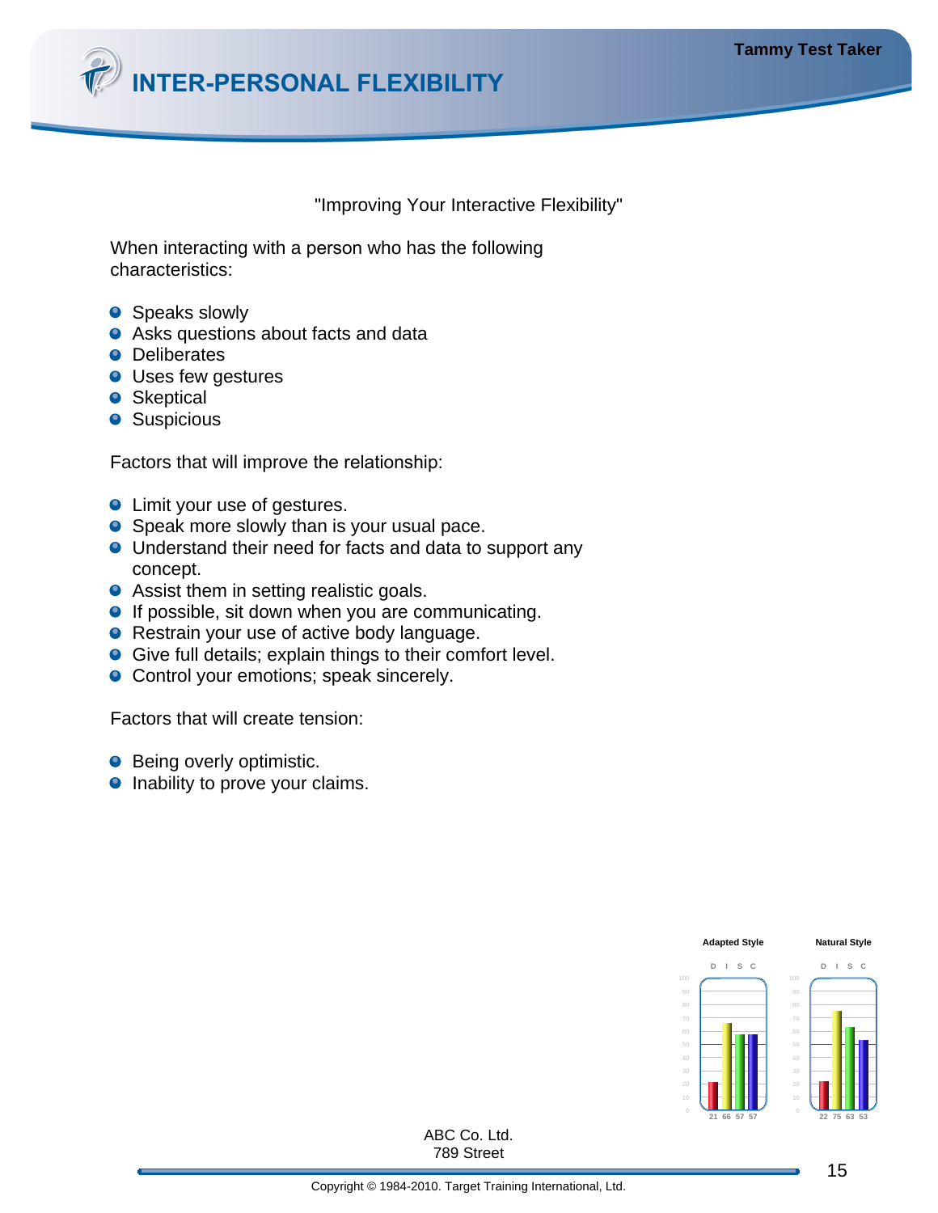# INTER-PERSONAL FLEXIBILITY

"Improving Your Interactive Flexibility"

When interacting with a person who has the following characteristics:

- Speaks slowly
- Asks questions about facts and data
- Deliberates
- Uses few gestures
- Skeptical
- Suspicious

Factors that will improve the relationship:

- Limit your use of gestures.
- Speak more slowly than is your usual pace.
- Understand their need for facts and data to support any concept.
- Assist them in setting realistic goals.
- If possible, sit down when you are communicating.
- Restrain your use of active body language.
- Give full details; explain things to their comfort level.
- Control your emotions; speak sincerely.

Factors that will create tension:

- Being overly optimistic.
- Inability to prove your claims.

| Style | D | I | S | C |
|---|---|---|---|---|
| Adapted Style | 21 | 66 | 57 | 57 |
| Natural Style | 22 | 75 | 63 | 53 |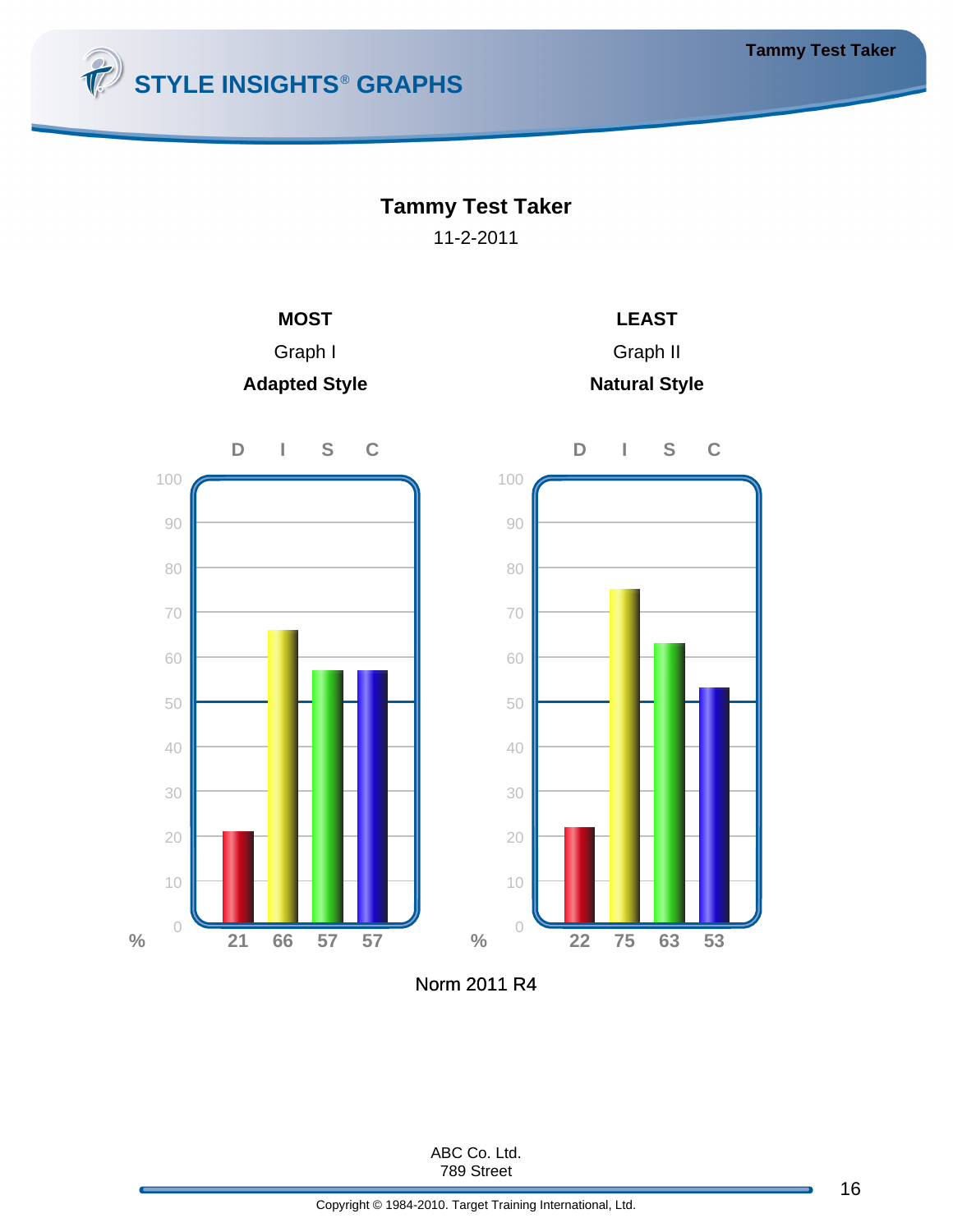# STYLE INSIGHTS® GRAPHS

**Tammy Test Taker**

11-2-2011

| | **MOST** | **LEAST** |
|---|---|---|
| | Graph I | Graph II |
| | **Adapted Style** | **Natural Style** |

| % | D | I | S | C |
|---|---|---|---|---|
| Graph I (Adapted Style) | 21 | 66 | 57 | 57 |
| Graph II (Natural Style) | 22 | 75 | 63 | 53 |

Norm 2011 R4

ABC Co. Ltd.
789 Street

Copyright © 1984-2010. Target Training International, Ltd.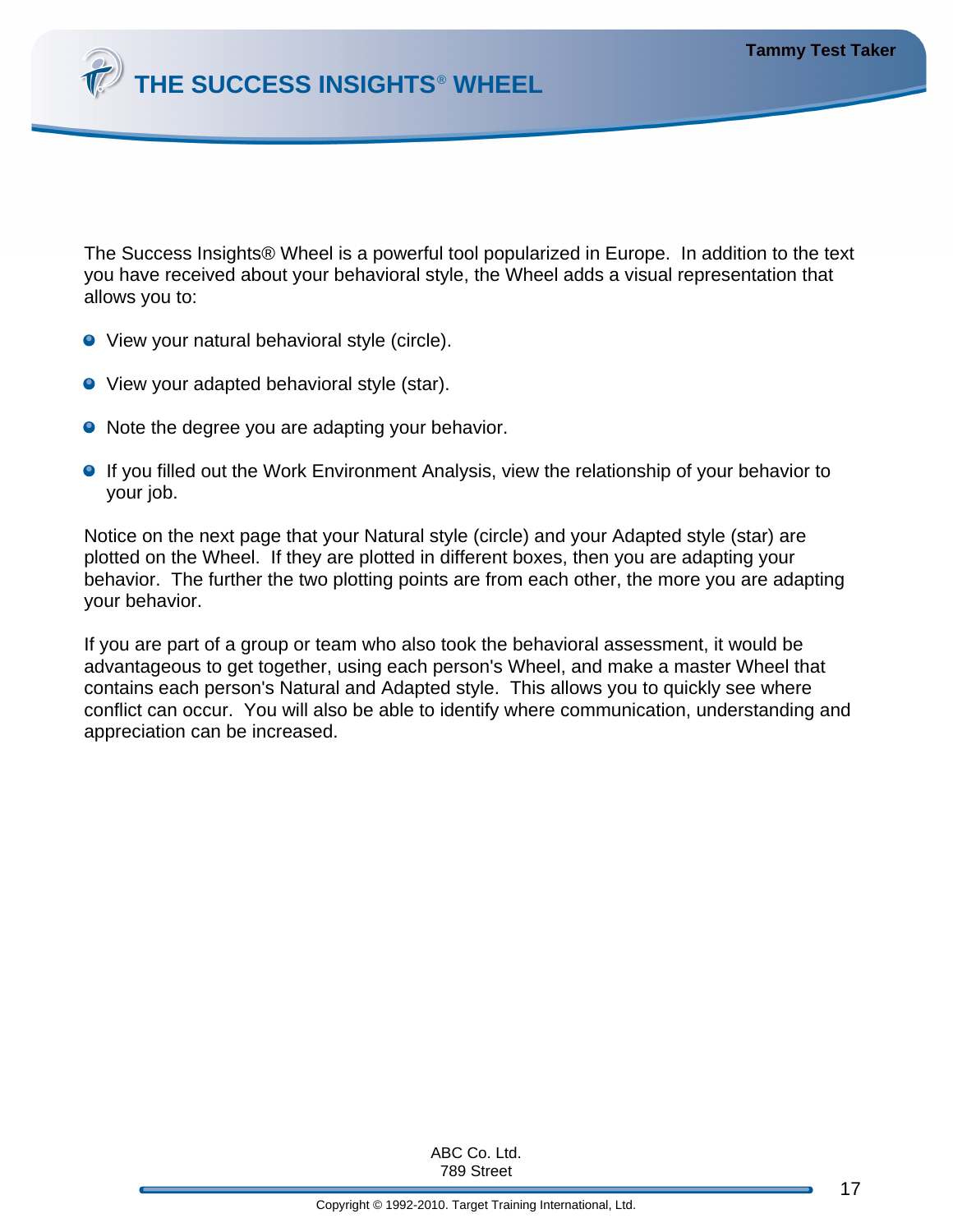# THE SUCCESS INSIGHTS® WHEEL

The Success Insights® Wheel is a powerful tool popularized in Europe. In addition to the text you have received about your behavioral style, the Wheel adds a visual representation that allows you to:

- View your natural behavioral style (circle).
- View your adapted behavioral style (star).
- Note the degree you are adapting your behavior.
- If you filled out the Work Environment Analysis, view the relationship of your behavior to your job.

Notice on the next page that your Natural style (circle) and your Adapted style (star) are plotted on the Wheel. If they are plotted in different boxes, then you are adapting your behavior. The further the two plotting points are from each other, the more you are adapting your behavior.

If you are part of a group or team who also took the behavioral assessment, it would be advantageous to get together, using each person's Wheel, and make a master Wheel that contains each person's Natural and Adapted style. This allows you to quickly see where conflict can occur. You will also be able to identify where communication, understanding and appreciation can be increased.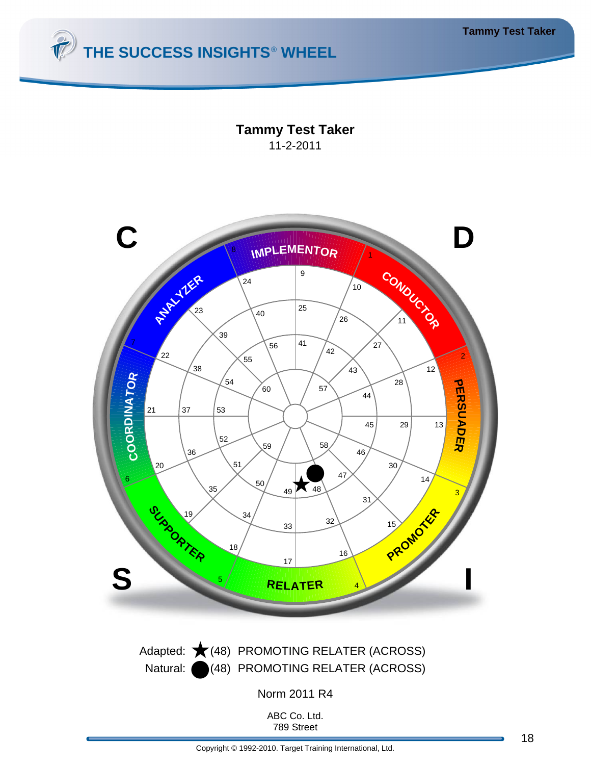# THE SUCCESS INSIGHTS® WHEEL

**Tammy Test Taker**

11-2-2011

C

D

S

I

IMPLEMENTOR

CONDUCTOR

PERSUADER

PROMOTER

RELATER

SUPPORTER

COORDINATOR

ANALYZER

Adapted: ★(48) PROMOTING RELATER (ACROSS)

Natural: ●(48) PROMOTING RELATER (ACROSS)

Norm 2011 R4

ABC Co. Ltd.
789 Street

Copyright © 1992-2010. Target Training International, Ltd.